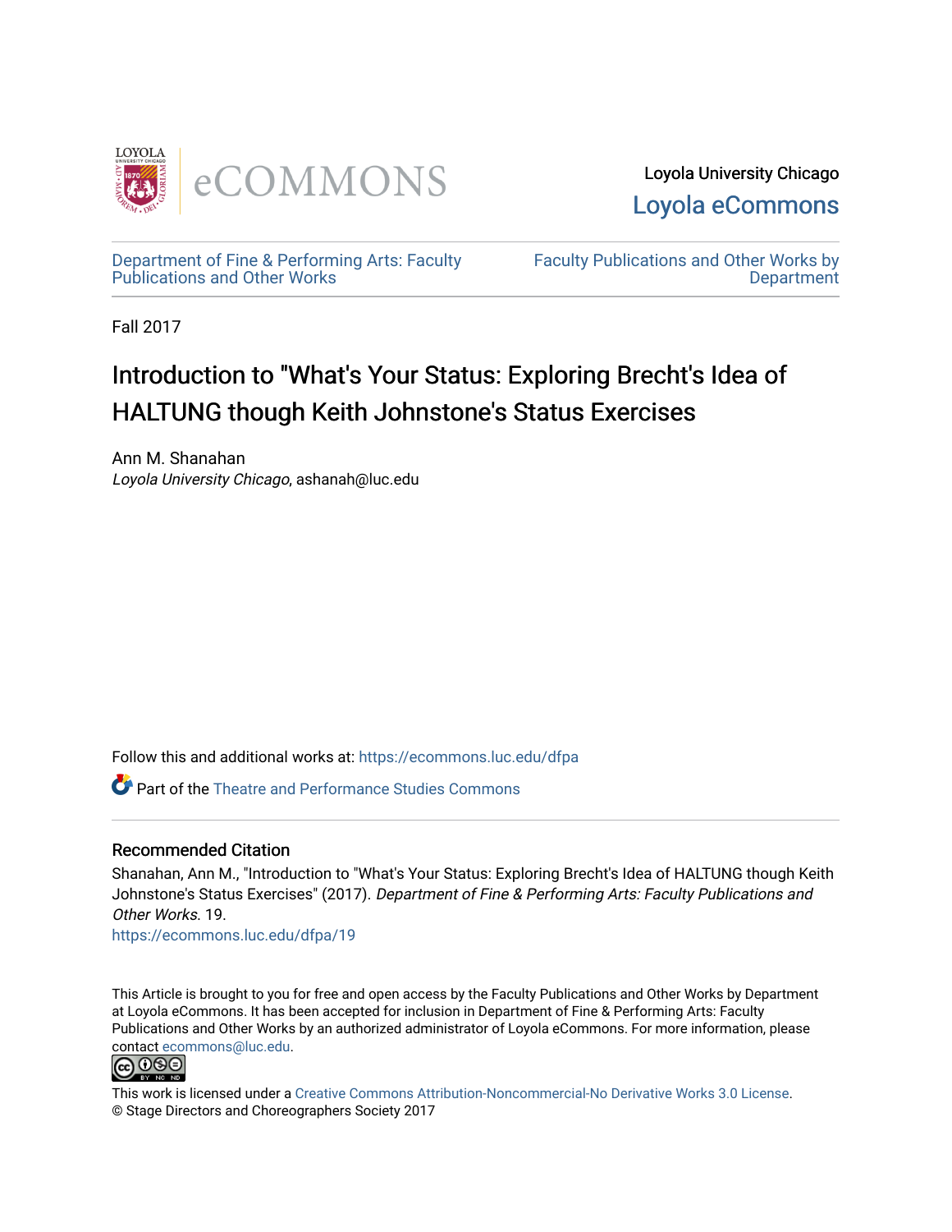Loyola University Chicago
Loyola eCommons

Department of Fine & Performing Arts: Faculty Publications and Other Works

Faculty Publications and Other Works by Department

Fall 2017

# Introduction to "What's Your Status: Exploring Brecht's Idea of HALTUNG though Keith Johnstone's Status Exercises

Ann M. Shanahan
*Loyola University Chicago*, ashanah@luc.edu

Follow this and additional works at: https://ecommons.luc.edu/dfpa

Part of the Theatre and Performance Studies Commons

## Recommended Citation

Shanahan, Ann M., "Introduction to "What's Your Status: Exploring Brecht's Idea of HALTUNG though Keith Johnstone's Status Exercises" (2017). *Department of Fine & Performing Arts: Faculty Publications and Other Works*. 19.
https://ecommons.luc.edu/dfpa/19

This Article is brought to you for free and open access by the Faculty Publications and Other Works by Department at Loyola eCommons. It has been accepted for inclusion in Department of Fine & Performing Arts: Faculty Publications and Other Works by an authorized administrator of Loyola eCommons. For more information, please contact ecommons@luc.edu.

This work is licensed under a Creative Commons Attribution-Noncommercial-No Derivative Works 3.0 License.
© Stage Directors and Choreographers Society 2017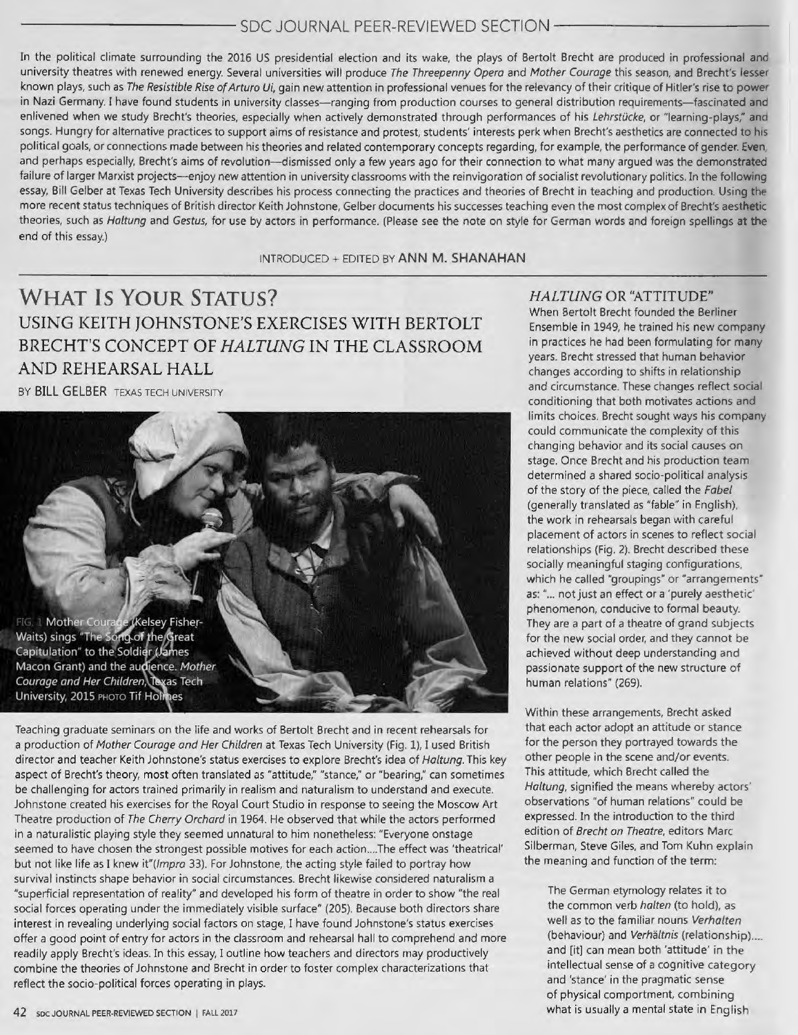SDC JOURNAL PEER-REVIEWED SECTION

In the political climate surrounding the 2016 US presidential election and its wake, the plays of Bertolt Brecht are produced in professional and university theatres with renewed energy. Several universities will produce *The Threepenny Opera* and *Mother Courage* this season, and Brecht's lesser known plays, such as *The Resistible Rise of Arturo Ui*, gain new attention in professional venues for the relevancy of their critique of Hitler's rise to power in Nazi Germany. I have found students in university classes—ranging from production courses to general distribution requirements—fascinated and enlivened when we study Brecht's theories, especially when actively demonstrated through performances of his *Lehrstücke*, or "learning-plays," and songs. Hungry for alternative practices to support aims of resistance and protest, students' interests perk when Brecht's aesthetics are connected to his political goals, or connections made between his theories and related contemporary concepts regarding, for example, the performance of gender. Even, and perhaps especially, Brecht's aims of revolution—dismissed only a few years ago for their connection to what many argued was the demonstrated failure of larger Marxist projects—enjoy new attention in university classrooms with the reinvigoration of socialist revolutionary politics. In the following essay, Bill Gelber at Texas Tech University describes his process connecting the practices and theories of Brecht in teaching and production. Using the more recent status techniques of British director Keith Johnstone, Gelber documents his successes teaching even the most complex of Brecht's aesthetic theories, such as *Haltung* and *Gestus*, for use by actors in performance. (Please see the note on style for German words and foreign spellings at the end of this essay.)

INTRODUCED + EDITED BY **ANN M. SHANAHAN**

# What Is Your Status?
## Using Keith Johnstone's Exercises with Bertolt Brecht's Concept of *Haltung* in the Classroom and Rehearsal Hall

BY **BILL GELBER** TEXAS TECH UNIVERSITY

FIG. 1 Mother Courage (Kelsey Fisher-Waits) sings "The Song of the Great Capitulation" to the Soldier (James Macon Grant) and the audience. *Mother Courage and Her Children*, Texas Tech University, 2015 PHOTO Tif Holmes

Teaching graduate seminars on the life and works of Bertolt Brecht and in recent rehearsals for a production of *Mother Courage and Her Children* at Texas Tech University (Fig. 1), I used British director and teacher Keith Johnstone's status exercises to explore Brecht's idea of *Haltung*. This key aspect of Brecht's theory, most often translated as "attitude," "stance," or "bearing," can sometimes be challenging for actors trained primarily in realism and naturalism to understand and execute. Johnstone created his exercises for the Royal Court Studio in response to seeing the Moscow Art Theatre production of *The Cherry Orchard* in 1964. He observed that while the actors performed in a naturalistic playing style they seemed unnatural to him nonetheless: "Everyone onstage seemed to have chosen the strongest possible motives for each action....The effect was 'theatrical' but not like life as I knew it"(*Impro* 33). For Johnstone, the acting style failed to portray how survival instincts shape behavior in social circumstances. Brecht likewise considered naturalism a "superficial representation of reality" and developed his form of theatre in order to show "the real social forces operating under the immediately visible surface" (205). Because both directors share interest in revealing underlying social factors on stage, I have found Johnstone's status exercises offer a good point of entry for actors in the classroom and rehearsal hall to comprehend and more readily apply Brecht's ideas. In this essay, I outline how teachers and directors may productively combine the theories of Johnstone and Brecht in order to foster complex characterizations that reflect the socio-political forces operating in plays.

### *HALTUNG* OR "ATTITUDE"

When Bertolt Brecht founded the Berliner Ensemble in 1949, he trained his new company in practices he had been formulating for many years. Brecht stressed that human behavior changes according to shifts in relationship and circumstance. These changes reflect social conditioning that both motivates actions and limits choices. Brecht sought ways his company could communicate the complexity of this changing behavior and its social causes on stage. Once Brecht and his production team determined a shared socio-political analysis of the story of the piece, called the *Fabel* (generally translated as "fable" in English), the work in rehearsals began with careful placement of actors in scenes to reflect social relationships (Fig. 2). Brecht described these socially meaningful staging configurations, which he called "groupings" or "arrangements" as: "... not just an effect or a 'purely aesthetic' phenomenon, conducive to formal beauty. They are a part of a theatre of grand subjects for the new social order, and they cannot be achieved without deep understanding and passionate support of the new structure of human relations" (269).

Within these arrangements, Brecht asked that each actor adopt an attitude or stance for the person they portrayed towards the other people in the scene and/or events. This attitude, which Brecht called the *Haltung*, signified the means whereby actors' observations "of human relations" could be expressed. In the introduction to the third edition of *Brecht on Theatre*, editors Marc Silberman, Steve Giles, and Tom Kuhn explain the meaning and function of the term:

> The German etymology relates it to the common verb *halten* (to hold), as well as to the familiar nouns *Verhalten* (behaviour) and *Verhältnis* (relationship).... and [it] can mean both 'attitude' in the intellectual sense of a cognitive category and 'stance' in the pragmatic sense of physical comportment, combining what is usually a mental state in English